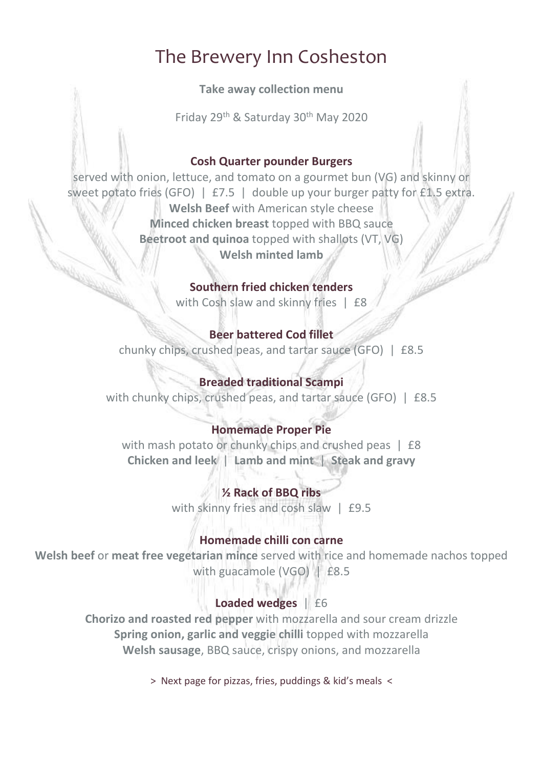# The Brewery Inn Cosheston

**Take away collection menu**

Friday 29th & Saturday 30th May 2020

### Cosh Quarter pounder Burgers

served with onion, lettuce, and tomato on a gourmet bun (VG) and skinny or sweet potato fries (GFO) | £7.5 | double up your burger patty for £1.5 extra.

**Welsh Beef** with American style cheese
**Minced chicken breast** topped with BBQ sauce
**Beetroot and quinoa** topped with shallots (VT, VG)
**Welsh minted lamb**

### Southern fried chicken tenders

with Cosh slaw and skinny fries | £8

### Beer battered Cod fillet

chunky chips, crushed peas, and tartar sauce (GFO) | £8.5

### Breaded traditional Scampi

with chunky chips, crushed peas, and tartar sauce (GFO) | £8.5

### Homemade Proper Pie

with mash potato or chunky chips and crushed peas | £8

**Chicken and leek** | **Lamb and mint** | **Steak and gravy**

### ½ Rack of BBQ ribs

with skinny fries and cosh slaw | £9.5

### Homemade chilli con carne

**Welsh beef** or **meat free vegetarian mince** served with rice and homemade nachos topped with guacamole (VGO) | £8.5

### Loaded wedges | £6

**Chorizo and roasted red pepper** with mozzarella and sour cream drizzle
**Spring onion, garlic and veggie chilli** topped with mozzarella
**Welsh sausage**, BBQ sauce, crispy onions, and mozzarella

> Next page for pizzas, fries, puddings & kid's meals <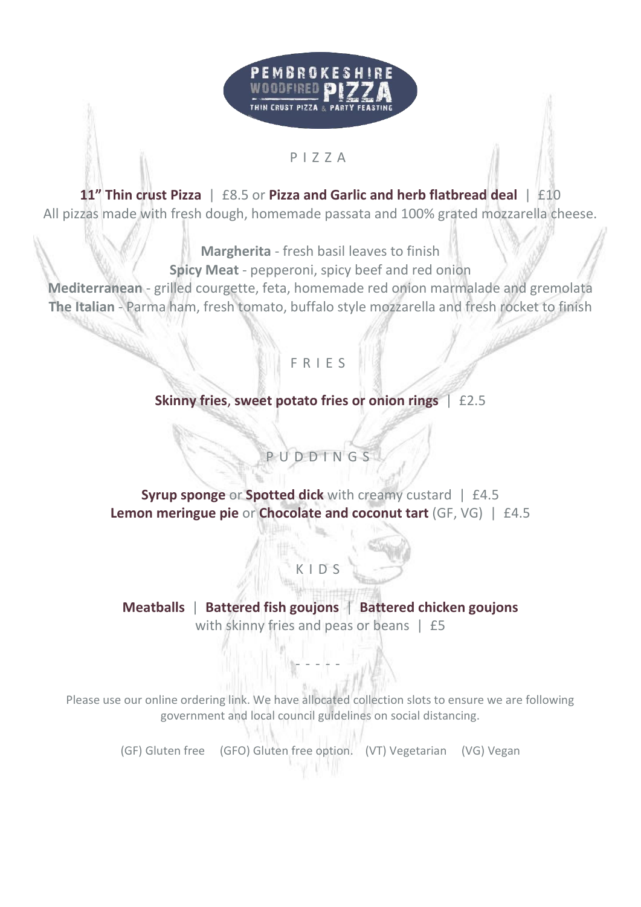PEMBROKESHIRE WOODFIRED PIZZA

THIN CRUST PIZZA & PARTY FEASTING

## P I Z Z A

**11" Thin crust Pizza** | £8.5 or **Pizza and Garlic and herb flatbread deal** | £10

All pizzas made with fresh dough, homemade passata and 100% grated mozzarella cheese.

**Margherita** - fresh basil leaves to finish

**Spicy Meat** - pepperoni, spicy beef and red onion

**Mediterranean** - grilled courgette, feta, homemade red onion marmalade and gremolata

**The Italian** - Parma ham, fresh tomato, buffalo style mozzarella and fresh rocket to finish

## F R I E S

**Skinny fries**, **sweet potato fries or onion rings** | £2.5

## P U D D I N G S

**Syrup sponge** or **Spotted dick** with creamy custard | £4.5

**Lemon meringue pie** or **Chocolate and coconut tart** (GF, VG) | £4.5

## K I D S

**Meatballs** | **Battered fish goujons** | **Battered chicken goujons**

with skinny fries and peas or beans | £5

\- - - - -

Please use our online ordering link. We have allocated collection slots to ensure we are following government and local council guidelines on social distancing.

(GF) Gluten free (GFO) Gluten free option. (VT) Vegetarian (VG) Vegan